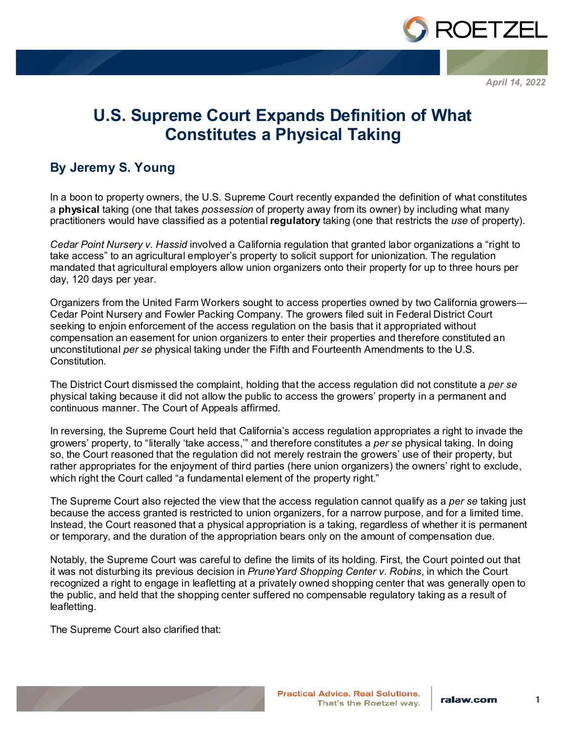April 14, 2022

# U.S. Supreme Court Expands Definition of What Constitutes a Physical Taking

## By Jeremy S. Young

In a boon to property owners, the U.S. Supreme Court recently expanded the definition of what constitutes a **physical** taking (one that takes *possession* of property away from its owner) by including what many practitioners would have classified as a potential **regulatory** taking (one that restricts the *use* of property).

*Cedar Point Nursery v. Hassid* involved a California regulation that granted labor organizations a "right to take access" to an agricultural employer's property to solicit support for unionization. The regulation mandated that agricultural employers allow union organizers onto their property for up to three hours per day, 120 days per year.

Organizers from the United Farm Workers sought to access properties owned by two California growers—Cedar Point Nursery and Fowler Packing Company. The growers filed suit in Federal District Court seeking to enjoin enforcement of the access regulation on the basis that it appropriated without compensation an easement for union organizers to enter their properties and therefore constituted an unconstitutional *per se* physical taking under the Fifth and Fourteenth Amendments to the U.S. Constitution.

The District Court dismissed the complaint, holding that the access regulation did not constitute a *per se* physical taking because it did not allow the public to access the growers' property in a permanent and continuous manner. The Court of Appeals affirmed.

In reversing, the Supreme Court held that California's access regulation appropriates a right to invade the growers' property, to "literally 'take access,'" and therefore constitutes a *per se* physical taking. In doing so, the Court reasoned that the regulation did not merely restrain the growers' use of their property, but rather appropriates for the enjoyment of third parties (here union organizers) the owners' right to exclude, which right the Court called "a fundamental element of the property right."

The Supreme Court also rejected the view that the access regulation cannot qualify as a *per se* taking just because the access granted is restricted to union organizers, for a narrow purpose, and for a limited time. Instead, the Court reasoned that a physical appropriation is a taking, regardless of whether it is permanent or temporary, and the duration of the appropriation bears only on the amount of compensation due.

Notably, the Supreme Court was careful to define the limits of its holding. First, the Court pointed out that it was not disturbing its previous decision in *PruneYard Shopping Center v. Robins*, in which the Court recognized a right to engage in leafletting at a privately owned shopping center that was generally open to the public, and held that the shopping center suffered no compensable regulatory taking as a result of leafletting.

The Supreme Court also clarified that: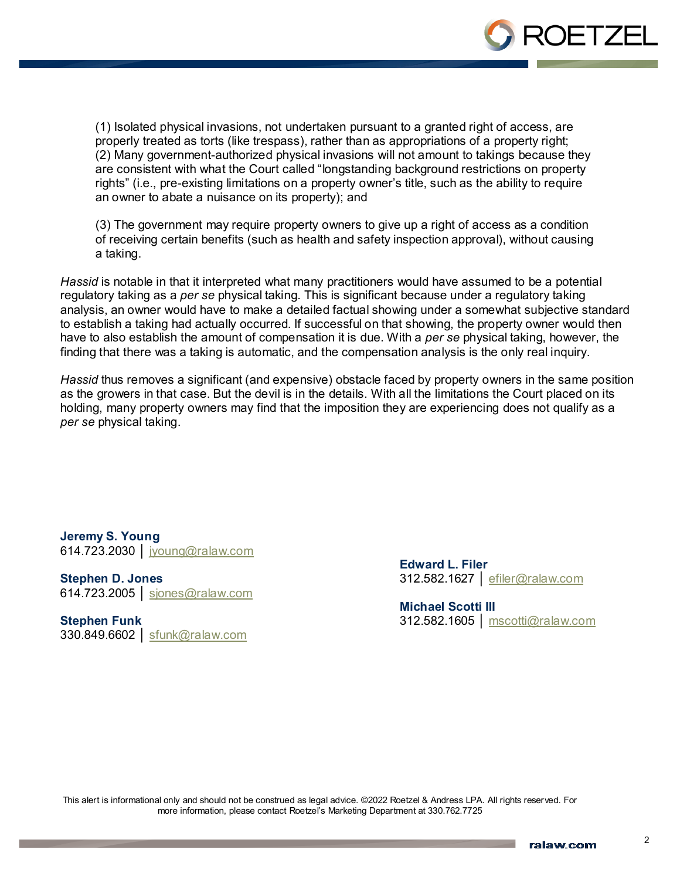(1) Isolated physical invasions, not undertaken pursuant to a granted right of access, are properly treated as torts (like trespass), rather than as appropriations of a property right;
(2) Many government-authorized physical invasions will not amount to takings because they are consistent with what the Court called "longstanding background restrictions on property rights" (i.e., pre-existing limitations on a property owner's title, such as the ability to require an owner to abate a nuisance on its property); and

(3) The government may require property owners to give up a right of access as a condition of receiving certain benefits (such as health and safety inspection approval), without causing a taking.

*Hassid* is notable in that it interpreted what many practitioners would have assumed to be a potential regulatory taking as a *per se* physical taking. This is significant because under a regulatory taking analysis, an owner would have to make a detailed factual showing under a somewhat subjective standard to establish a taking had actually occurred. If successful on that showing, the property owner would then have to also establish the amount of compensation it is due. With a *per se* physical taking, however, the finding that there was a taking is automatic, and the compensation analysis is the only real inquiry.

*Hassid* thus removes a significant (and expensive) obstacle faced by property owners in the same position as the growers in that case. But the devil is in the details. With all the limitations the Court placed on its holding, many property owners may find that the imposition they are experiencing does not qualify as a *per se* physical taking.

**Jeremy S. Young**
614.723.2030 │ jyoung@ralaw.com

**Stephen D. Jones**
614.723.2005 │ sjones@ralaw.com

**Stephen Funk**
330.849.6602 │ sfunk@ralaw.com

**Edward L. Filer**
312.582.1627 │ efiler@ralaw.com

**Michael Scotti III**
312.582.1605 │ mscotti@ralaw.com

This alert is informational only and should not be construed as legal advice. ©2022 Roetzel & Andress LPA. All rights reserved. For more information, please contact Roetzel's Marketing Department at 330.762.7725